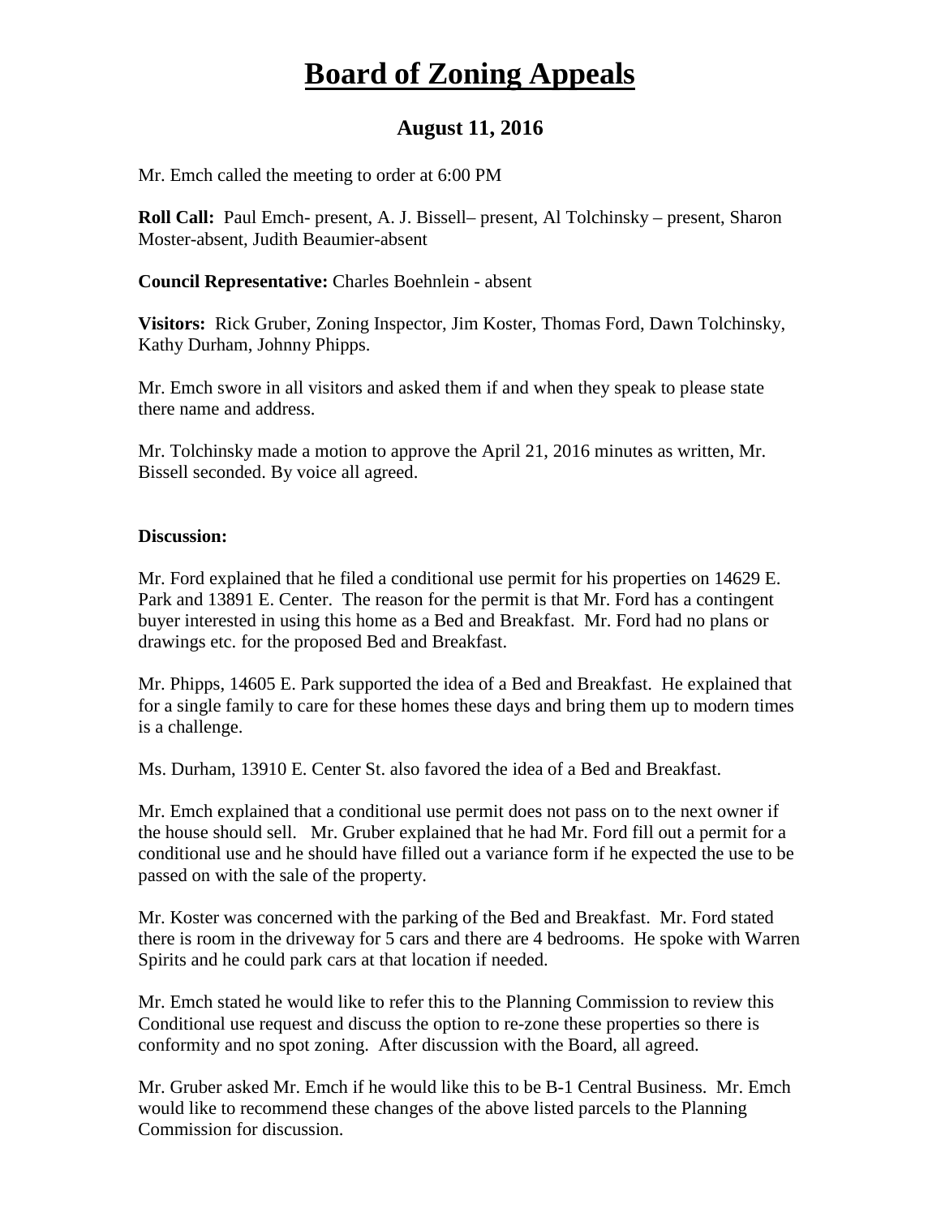# Board of Zoning Appeals

## August 11, 2016

Mr. Emch called the meeting to order at 6:00 PM

**Roll Call:** Paul Emch- present, A. J. Bissell– present, Al Tolchinsky – present, Sharon Moster-absent, Judith Beaumier-absent

**Council Representative:** Charles Boehnlein - absent

**Visitors:** Rick Gruber, Zoning Inspector, Jim Koster, Thomas Ford, Dawn Tolchinsky, Kathy Durham, Johnny Phipps.

Mr. Emch swore in all visitors and asked them if and when they speak to please state there name and address.

Mr. Tolchinsky made a motion to approve the April 21, 2016 minutes as written, Mr. Bissell seconded. By voice all agreed.

**Discussion:**

Mr. Ford explained that he filed a conditional use permit for his properties on 14629 E. Park and 13891 E. Center. The reason for the permit is that Mr. Ford has a contingent buyer interested in using this home as a Bed and Breakfast. Mr. Ford had no plans or drawings etc. for the proposed Bed and Breakfast.

Mr. Phipps, 14605 E. Park supported the idea of a Bed and Breakfast. He explained that for a single family to care for these homes these days and bring them up to modern times is a challenge.

Ms. Durham, 13910 E. Center St. also favored the idea of a Bed and Breakfast.

Mr. Emch explained that a conditional use permit does not pass on to the next owner if the house should sell. Mr. Gruber explained that he had Mr. Ford fill out a permit for a conditional use and he should have filled out a variance form if he expected the use to be passed on with the sale of the property.

Mr. Koster was concerned with the parking of the Bed and Breakfast. Mr. Ford stated there is room in the driveway for 5 cars and there are 4 bedrooms. He spoke with Warren Spirits and he could park cars at that location if needed.

Mr. Emch stated he would like to refer this to the Planning Commission to review this Conditional use request and discuss the option to re-zone these properties so there is conformity and no spot zoning. After discussion with the Board, all agreed.

Mr. Gruber asked Mr. Emch if he would like this to be B-1 Central Business. Mr. Emch would like to recommend these changes of the above listed parcels to the Planning Commission for discussion.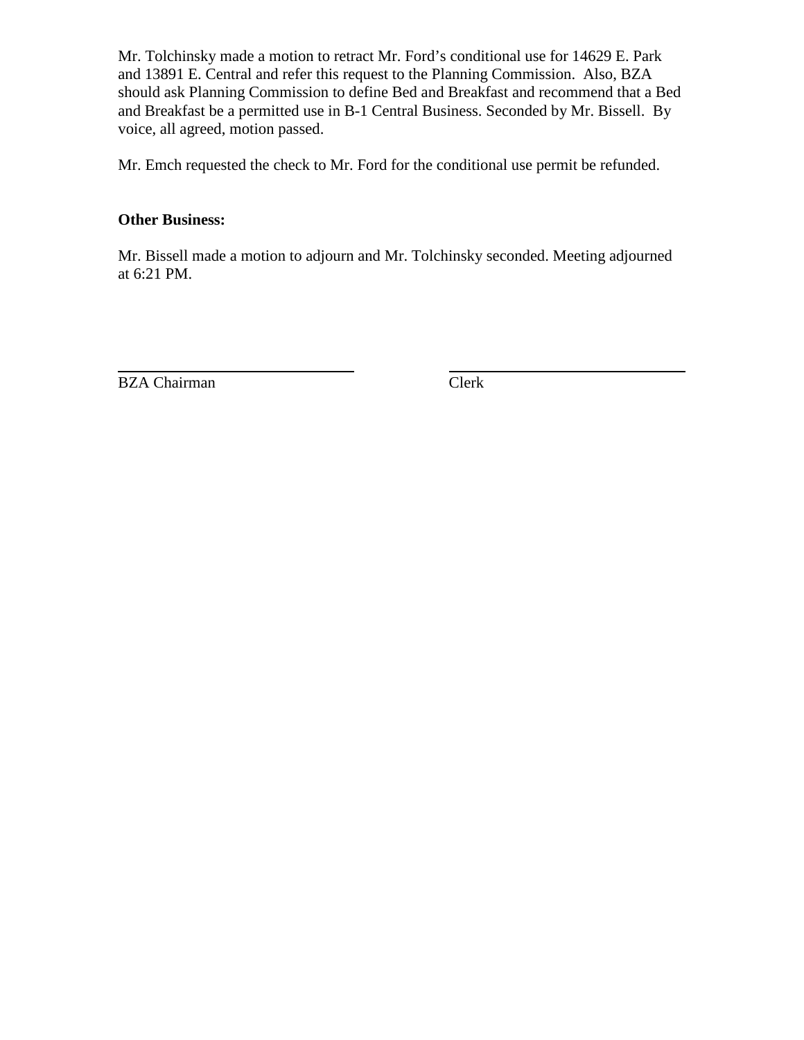Mr. Tolchinsky made a motion to retract Mr. Ford's conditional use for 14629 E. Park and 13891 E. Central and refer this request to the Planning Commission. Also, BZA should ask Planning Commission to define Bed and Breakfast and recommend that a Bed and Breakfast be a permitted use in B-1 Central Business. Seconded by Mr. Bissell. By voice, all agreed, motion passed.

Mr. Emch requested the check to Mr. Ford for the conditional use permit be refunded.

**Other Business:**

Mr. Bissell made a motion to adjourn and Mr. Tolchinsky seconded. Meeting adjourned at 6:21 PM.

______________________________ ______________________________

BZA Chairman Clerk